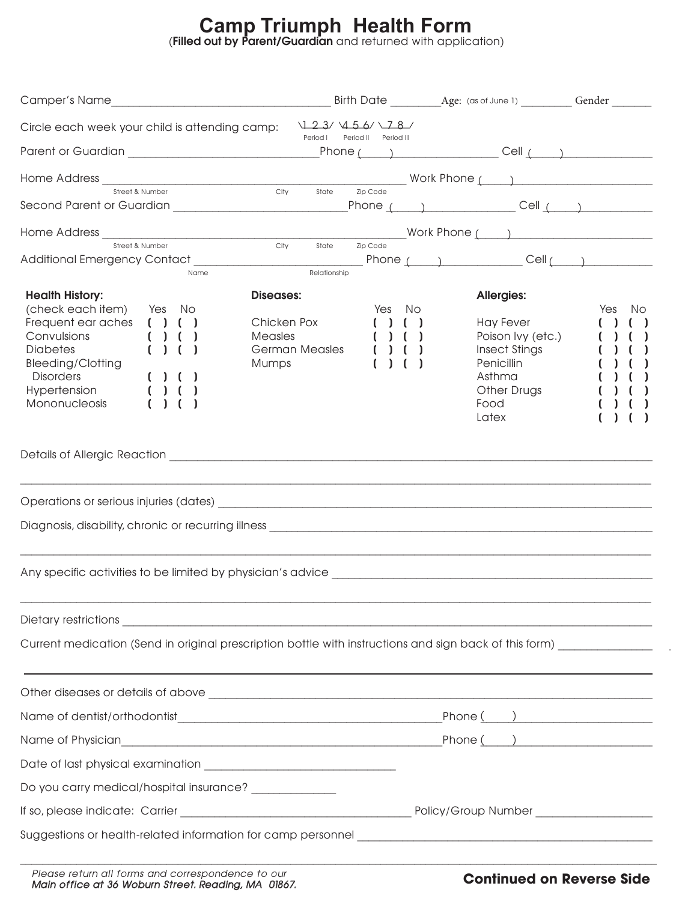# Camp Triumph Health Form

(**Filled out by Parent/Guardian** and returned with application)

Camper's Name______________________________________ Birth Date ________Age: (as of June 1) _________ Gender _______

Circle each week your child is attending camp: 1 2 3 (Period I) 4 5 6 (Period II) 7 8 (Period III)

Parent or Guardian ________________________________Phone (____)__________________ Cell (____)_______________

Home Address ____________________________________________________ Work Phone (____)________________________
Street & Number City State Zip Code

Second Parent or Guardian _____________________________Phone (____)________________ Cell (____)___________

Home Address ____________________________________________________Work Phone (____)________________________
Street & Number City State Zip Code

Additional Emergency Contact ____________________________ Phone (____)______________ Cell (____)___________
Name Relationship

**Health History:**
(check each item)

| | Yes | No |
|---|---|---|
| Frequent ear aches | ( ) | ( ) |
| Convulsions | ( ) | ( ) |
| Diabetes | ( ) | ( ) |
| Bleeding/Clotting Disorders | ( ) | ( ) |
| Hypertension | ( ) | ( ) |
| Mononucleosis | ( ) | ( ) |

**Diseases:**

| | Yes | No |
|---|---|---|
| Chicken Pox | ( ) | ( ) |
| Measles | ( ) | ( ) |
| German Measles | ( ) | ( ) |
| Mumps | ( ) | ( ) |

**Allergies:**

| | Yes | No |
|---|---|---|
| Hay Fever | ( ) | ( ) |
| Poison Ivy (etc.) | ( ) | ( ) |
| Insect Stings | ( ) | ( ) |
| Penicillin | ( ) | ( ) |
| Asthma | ( ) | ( ) |
| Other Drugs | ( ) | ( ) |
| Food | ( ) | ( ) |
| Latex | ( ) | ( ) |

Details of Allergic Reaction ______________________________________________________________________________

__________________________________________________________________________________________________________

Operations or serious injuries (dates) ____________________________________________________________________

Diagnosis, disability, chronic or recurring illness _________________________________________________________

__________________________________________________________________________________________________________

Any specific activities to be limited by physician's advice ___________________________________________________

__________________________________________________________________________________________________________

Dietary restrictions ______________________________________________________________________________________

Current medication (Send in original prescription bottle with instructions and sign back of this form) _______________

__________________________________________________________________________________________________________

Other diseases or details of above _________________________________________________________________________

Name of dentist/orthodontist_________________________________________Phone (____)________________________

Name of Physician_________________________________________________Phone (____)________________________

Date of last physical examination _________________________________

Do you carry medical/hospital insurance? ______________

If so, please indicate: Carrier ____________________________________ Policy/Group Number ___________________

Suggestions or health-related information for camp personnel _____________________________________________

__________________________________________________________________________________________________________

*Please return all forms and correspondence to our*
***Main office at 36 Woburn Street, Reading, MA 01867.***

**Continued on Reverse Side**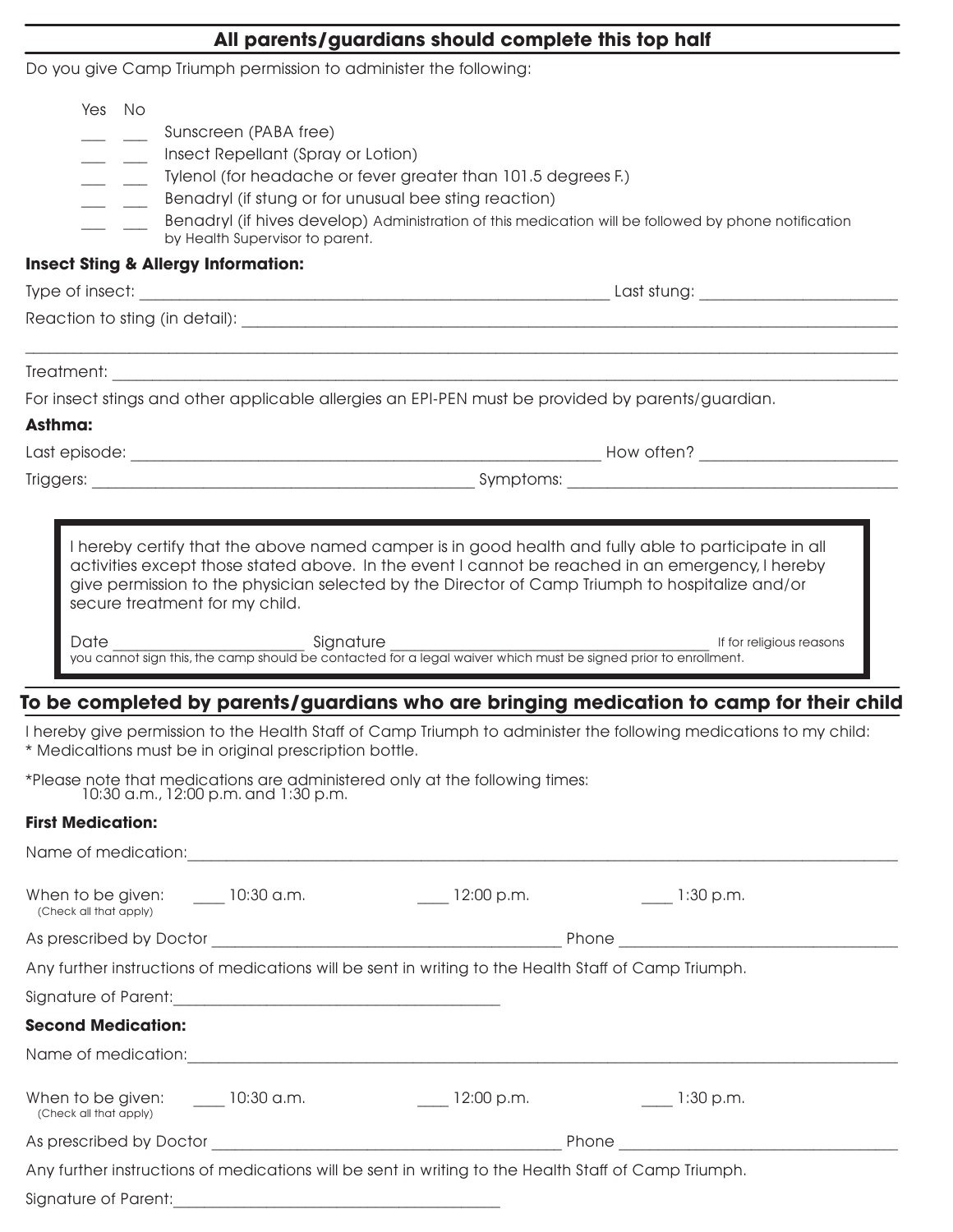## All parents/guardians should complete this top half

Do you give Camp Triumph permission to administer the following:

| Yes | No | |
|---|---|---|
| ___ | ___ | Sunscreen (PABA free) |
| ___ | ___ | Insect Repellant (Spray or Lotion) |
| ___ | ___ | Tylenol (for headache or fever greater than 101.5 degrees F.) |
| ___ | ___ | Benadryl (if stung or for unusual bee sting reaction) |
| ___ | ___ | Benadryl (if hives develop) Administration of this medication will be followed by phone notification by Health Supervisor to parent. |

**Insect Sting & Allergy Information:**

Type of insect: ______________________________ Last stung: ______________

Reaction to sting (in detail): ______________________________________________

______________________________________________________________________

Treatment: ___________________________________________________________

For insect stings and other applicable allergies an EPI-PEN must be provided by parents/guardian.

**Asthma:**

Last episode: ______________________________ How often? ______________

Triggers: ______________________________ Symptoms: ______________________

> I hereby certify that the above named camper is in good health and fully able to participate in all activities except those stated above. In the event I cannot be reached in an emergency, I hereby give permission to the physician selected by the Director of Camp Triumph to hospitalize and/or secure treatment for my child.
>
> Date ______________ Signature ______________________ If for religious reasons you cannot sign this, the camp should be contacted for a legal waiver which must be signed prior to enrollment.

## To be completed by parents/guardians who are bringing medication to camp for their child

I hereby give permission to the Health Staff of Camp Triumph to administer the following medications to my child:
* Medicaltions must be in original prescription bottle.

*Please note that medications are administered only at the following times:
10:30 a.m., 12:00 p.m. and 1:30 p.m.

**First Medication:**

Name of medication: ______________________________________________________

When to be given: ____ 10:30 a.m. ____ 12:00 p.m. ____ 1:30 p.m.
(Check all that apply)

As prescribed by Doctor ______________________________ Phone ______________________

Any further instructions of medications will be sent in writing to the Health Staff of Camp Triumph.

Signature of Parent: ______________________________

**Second Medication:**

Name of medication: ______________________________________________________

When to be given: ____ 10:30 a.m. ____ 12:00 p.m. ____ 1:30 p.m.
(Check all that apply)

As prescribed by Doctor ______________________________ Phone ______________________

Any further instructions of medications will be sent in writing to the Health Staff of Camp Triumph.

Signature of Parent: ______________________________